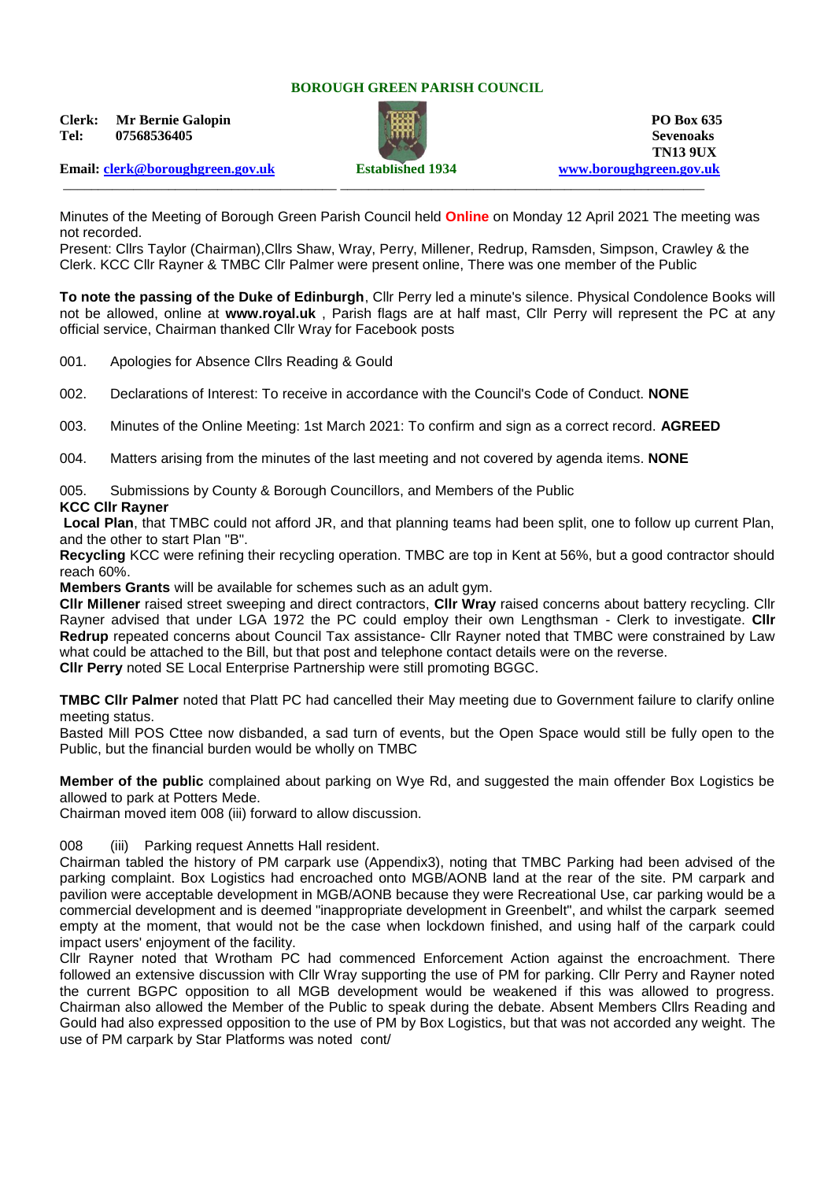**BOROUGH GREEN PARISH COUNCIL**

**Clerk: Mr Bernie Galopin**
**Tel: 07568536405**

**PO Box 635**
**Sevenoaks**
**TN13 9UX**

**Email: clerk@boroughgreen.gov.uk** **Established 1934** **www.boroughgreen.gov.uk**

---

Minutes of the Meeting of Borough Green Parish Council held **Online** on Monday 12 April 2021 The meeting was not recorded.

Present: Cllrs Taylor (Chairman),Cllrs Shaw, Wray, Perry, Millener, Redrup, Ramsden, Simpson, Crawley & the Clerk. KCC Cllr Rayner & TMBC Cllr Palmer were present online, There was one member of the Public

**To note the passing of the Duke of Edinburgh**, Cllr Perry led a minute's silence. Physical Condolence Books will not be allowed, online at **www.royal.uk** , Parish flags are at half mast, Cllr Perry will represent the PC at any official service, Chairman thanked Cllr Wray for Facebook posts

001. Apologies for Absence Cllrs Reading & Gould

002. Declarations of Interest: To receive in accordance with the Council's Code of Conduct. **NONE**

003. Minutes of the Online Meeting: 1st March 2021: To confirm and sign as a correct record. **AGREED**

004. Matters arising from the minutes of the last meeting and not covered by agenda items. **NONE**

005. Submissions by County & Borough Councillors, and Members of the Public

**KCC Cllr Rayner**

**Local Plan**, that TMBC could not afford JR, and that planning teams had been split, one to follow up current Plan, and the other to start Plan "B".

**Recycling** KCC were refining their recycling operation. TMBC are top in Kent at 56%, but a good contractor should reach 60%.

**Members Grants** will be available for schemes such as an adult gym.

**Cllr Millener** raised street sweeping and direct contractors, **Cllr Wray** raised concerns about battery recycling. Cllr Rayner advised that under LGA 1972 the PC could employ their own Lengthsman - Clerk to investigate. **Cllr Redrup** repeated concerns about Council Tax assistance- Cllr Rayner noted that TMBC were constrained by Law what could be attached to the Bill, but that post and telephone contact details were on the reverse.

**Cllr Perry** noted SE Local Enterprise Partnership were still promoting BGGC.

**TMBC Cllr Palmer** noted that Platt PC had cancelled their May meeting due to Government failure to clarify online meeting status.

Basted Mill POS Cttee now disbanded, a sad turn of events, but the Open Space would still be fully open to the Public, but the financial burden would be wholly on TMBC

**Member of the public** complained about parking on Wye Rd, and suggested the main offender Box Logistics be allowed to park at Potters Mede.

Chairman moved item 008 (iii) forward to allow discussion.

008 (iii) Parking request Annetts Hall resident.

Chairman tabled the history of PM carpark use (Appendix3), noting that TMBC Parking had been advised of the parking complaint. Box Logistics had encroached onto MGB/AONB land at the rear of the site. PM carpark and pavilion were acceptable development in MGB/AONB because they were Recreational Use, car parking would be a commercial development and is deemed "inappropriate development in Greenbelt", and whilst the carpark seemed empty at the moment, that would not be the case when lockdown finished, and using half of the carpark could impact users' enjoyment of the facility.

Cllr Rayner noted that Wrotham PC had commenced Enforcement Action against the encroachment. There followed an extensive discussion with Cllr Wray supporting the use of PM for parking. Cllr Perry and Rayner noted the current BGPC opposition to all MGB development would be weakened if this was allowed to progress. Chairman also allowed the Member of the Public to speak during the debate. Absent Members Cllrs Reading and Gould had also expressed opposition to the use of PM by Box Logistics, but that was not accorded any weight. The use of PM carpark by Star Platforms was noted cont/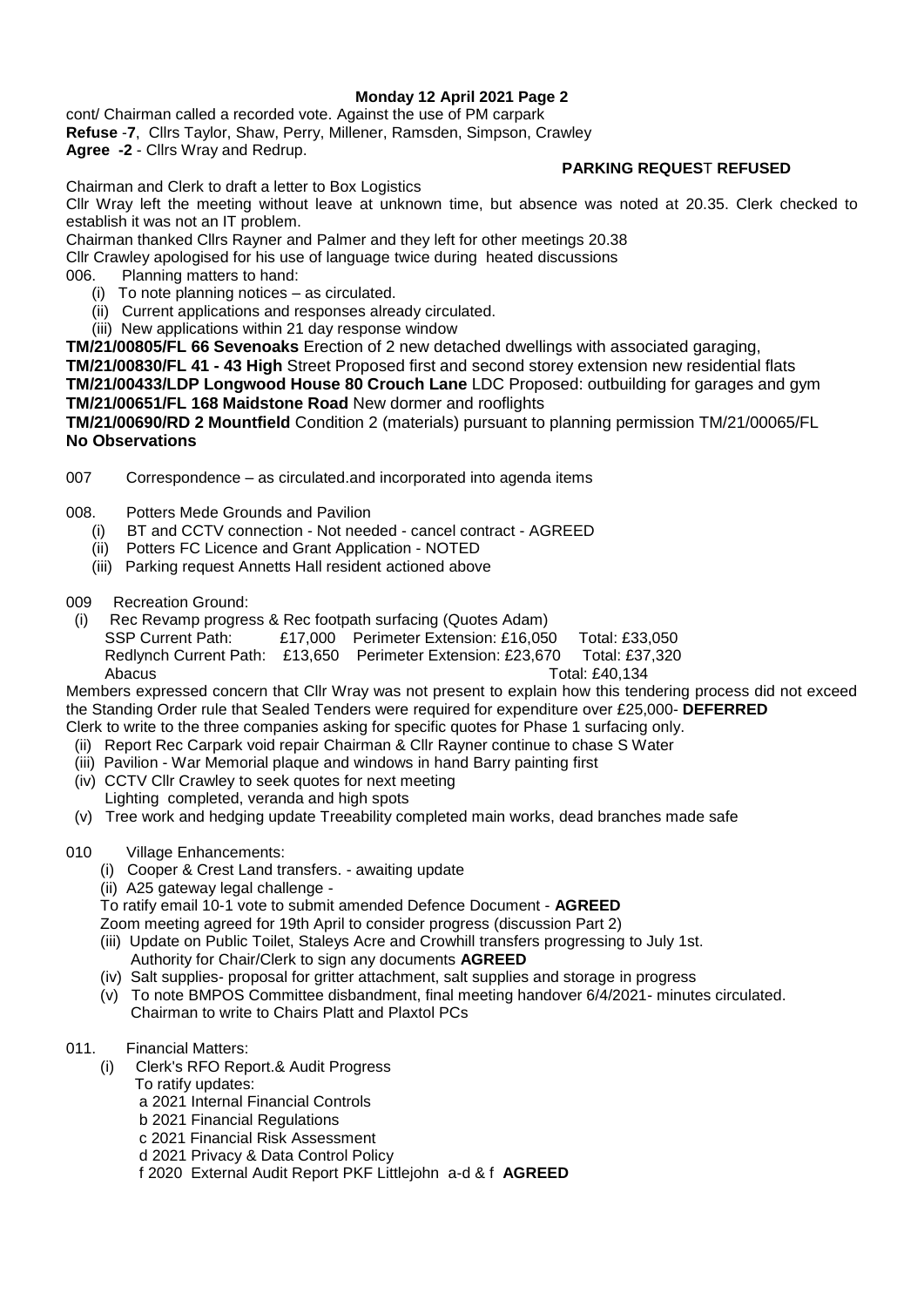**Monday 12 April 2021 Page 2**

cont/ Chairman called a recorded vote. Against the use of PM carpark
**Refuse** -**7**, Cllrs Taylor, Shaw, Perry, Millener, Ramsden, Simpson, Crawley
**Agree -2** - Cllrs Wray and Redrup.

**PARKING REQUEST REFUSED**

Chairman and Clerk to draft a letter to Box Logistics

Cllr Wray left the meeting without leave at unknown time, but absence was noted at 20.35. Clerk checked to establish it was not an IT problem.

Chairman thanked Cllrs Rayner and Palmer and they left for other meetings 20.38

Cllr Crawley apologised for his use of language twice during heated discussions

006. Planning matters to hand:
   (i) To note planning notices – as circulated.
   (ii) Current applications and responses already circulated.
   (iii) New applications within 21 day response window

**TM/21/00805/FL 66 Sevenoaks** Erection of 2 new detached dwellings with associated garaging,
**TM/21/00830/FL 41 - 43 High** Street Proposed first and second storey extension new residential flats
**TM/21/00433/LDP Longwood House 80 Crouch Lane** LDC Proposed: outbuilding for garages and gym
**TM/21/00651/FL 168 Maidstone Road** New dormer and rooflights
**TM/21/00690/RD 2 Mountfield** Condition 2 (materials) pursuant to planning permission TM/21/00065/FL
**No Observations**

007 Correspondence – as circulated.and incorporated into agenda items

008. Potters Mede Grounds and Pavilion
   (i) BT and CCTV connection - Not needed - cancel contract - AGREED
   (ii) Potters FC Licence and Grant Application - NOTED
   (iii) Parking request Annetts Hall resident actioned above

009 Recreation Ground:
   (i) Rec Revamp progress & Rec footpath surfacing (Quotes Adam)
   SSP Current Path: £17,000 Perimeter Extension: £16,050 Total: £33,050
   Redlynch Current Path: £13,650 Perimeter Extension: £23,670 Total: £37,320
   Abacus Total: £40,134

Members expressed concern that Cllr Wray was not present to explain how this tendering process did not exceed the Standing Order rule that Sealed Tenders were required for expenditure over £25,000- **DEFERRED**
Clerk to write to the three companies asking for specific quotes for Phase 1 surfacing only.
   (ii) Report Rec Carpark void repair Chairman & Cllr Rayner continue to chase S Water
   (iii) Pavilion - War Memorial plaque and windows in hand Barry painting first
   (iv) CCTV Cllr Crawley to seek quotes for next meeting
   Lighting completed, veranda and high spots
   (v) Tree work and hedging update Treeability completed main works, dead branches made safe

010 Village Enhancements:
   (i) Cooper & Crest Land transfers. - awaiting update
   (ii) A25 gateway legal challenge -
   To ratify email 10-1 vote to submit amended Defence Document - **AGREED**
   Zoom meeting agreed for 19th April to consider progress (discussion Part 2)
   (iii) Update on Public Toilet, Staleys Acre and Crowhill transfers progressing to July 1st.
   Authority for Chair/Clerk to sign any documents **AGREED**
   (iv) Salt supplies- proposal for gritter attachment, salt supplies and storage in progress
   (v) To note BMPOS Committee disbandment, final meeting handover 6/4/2021- minutes circulated.
   Chairman to write to Chairs Platt and Plaxtol PCs

011. Financial Matters:
   (i) Clerk's RFO Report.& Audit Progress
   To ratify updates:
   a 2021 Internal Financial Controls
   b 2021 Financial Regulations
   c 2021 Financial Risk Assessment
   d 2021 Privacy & Data Control Policy
   f 2020 External Audit Report PKF Littlejohn a-d & f **AGREED**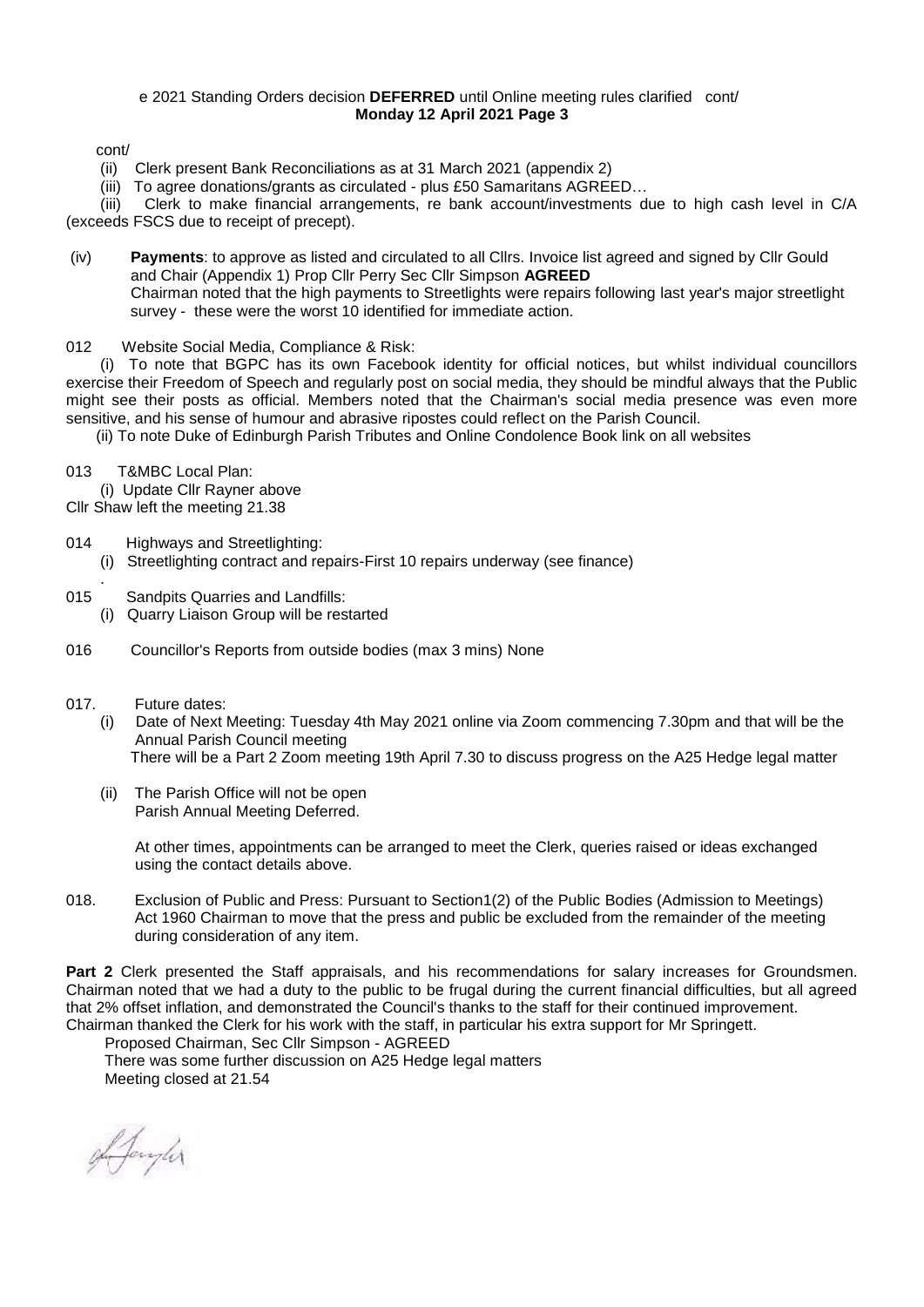cont/

(ii) Clerk present Bank Reconciliations as at 31 March 2021 (appendix 2)

(iii) To agree donations/grants as circulated - plus £50 Samaritans AGREED…

(iii) Clerk to make financial arrangements, re bank account/investments due to high cash level in C/A (exceeds FSCS due to receipt of precept).

(iv) **Payments**: to approve as listed and circulated to all Cllrs. Invoice list agreed and signed by Cllr Gould and Chair (Appendix 1) Prop Cllr Perry Sec Cllr Simpson **AGREED**
Chairman noted that the high payments to Streetlights were repairs following last year's major streetlight survey - these were the worst 10 identified for immediate action.

012 Website Social Media, Compliance & Risk:

(i) To note that BGPC has its own Facebook identity for official notices, but whilst individual councillors exercise their Freedom of Speech and regularly post on social media, they should be mindful always that the Public might see their posts as official. Members noted that the Chairman's social media presence was even more sensitive, and his sense of humour and abrasive ripostes could reflect on the Parish Council.

(ii) To note Duke of Edinburgh Parish Tributes and Online Condolence Book link on all websites

013 T&MBC Local Plan:

(i) Update Cllr Rayner above

Cllr Shaw left the meeting 21.38

014 Highways and Streetlighting:

(i) Streetlighting contract and repairs-First 10 repairs underway (see finance)

015 Sandpits Quarries and Landfills:

(i) Quarry Liaison Group will be restarted

016 Councillor's Reports from outside bodies (max 3 mins) None

017. Future dates:

(i) Date of Next Meeting: Tuesday 4th May 2021 online via Zoom commencing 7.30pm and that will be the Annual Parish Council meeting
There will be a Part 2 Zoom meeting 19th April 7.30 to discuss progress on the A25 Hedge legal matter

(ii) The Parish Office will not be open
Parish Annual Meeting Deferred.

At other times, appointments can be arranged to meet the Clerk, queries raised or ideas exchanged using the contact details above.

018. Exclusion of Public and Press: Pursuant to Section1(2) of the Public Bodies (Admission to Meetings) Act 1960 Chairman to move that the press and public be excluded from the remainder of the meeting during consideration of any item.

**Part 2** Clerk presented the Staff appraisals, and his recommendations for salary increases for Groundsmen. Chairman noted that we had a duty to the public to be frugal during the current financial difficulties, but all agreed that 2% offset inflation, and demonstrated the Council's thanks to the staff for their continued improvement. Chairman thanked the Clerk for his work with the staff, in particular his extra support for Mr Springett.

Proposed Chairman, Sec Cllr Simpson - AGREED

There was some further discussion on A25 Hedge legal matters

Meeting closed at 21.54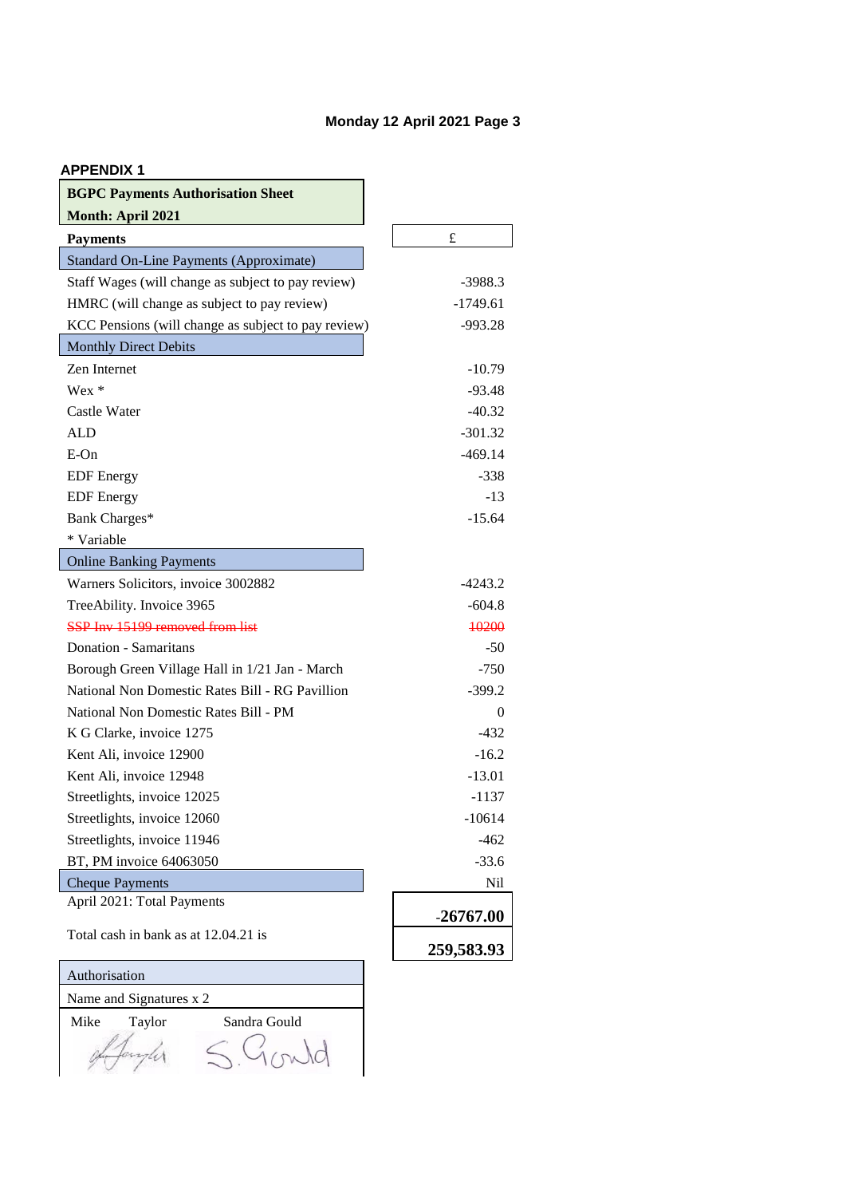Monday 12 April 2021 Page 3

## APPENDIX 1

| **BGPC Payments Authorisation Sheet**<br>**Month: April 2021** | |
|---|---|
| **Payments** | £ |
| Standard On-Line Payments (Approximate) | |
| Staff Wages (will change as subject to pay review) | -3988.3 |
| HMRC (will change as subject to pay review) | -1749.61 |
| KCC Pensions (will change as subject to pay review) | -993.28 |
| Monthly Direct Debits | |
| Zen Internet | -10.79 |
| Wex * | -93.48 |
| Castle Water | -40.32 |
| ALD | -301.32 |
| E-On | -469.14 |
| EDF Energy | -338 |
| EDF Energy | -13 |
| Bank Charges* | -15.64 |
| * Variable | |
| Online Banking Payments | |
| Warners Solicitors, invoice 3002882 | -4243.2 |
| TreeAbility. Invoice 3965 | -604.8 |
| ~~SSP Inv 15199 removed from list~~ | ~~10200~~ |
| Donation - Samaritans | -50 |
| Borough Green Village Hall in 1/21 Jan - March | -750 |
| National Non Domestic Rates Bill - RG Pavillion | -399.2 |
| National Non Domestic Rates Bill - PM | 0 |
| K G Clarke, invoice 1275 | -432 |
| Kent Ali, invoice 12900 | -16.2 |
| Kent Ali, invoice 12948 | -13.01 |
| Streetlights, invoice 12025 | -1137 |
| Streetlights, invoice 12060 | -10614 |
| Streetlights, invoice 11946 | -462 |
| BT, PM invoice 64063050 | -33.6 |
| Cheque Payments | Nil |
| April 2021: Total Payments | **-26767.00** |
| Total cash in bank as at 12.04.21 is | **259,583.93** |

| Authorisation | |
|---|---|
| Name and Signatures x 2 | |
| Mike Taylor | Sandra Gould |
| *(signature)* | S. Gould |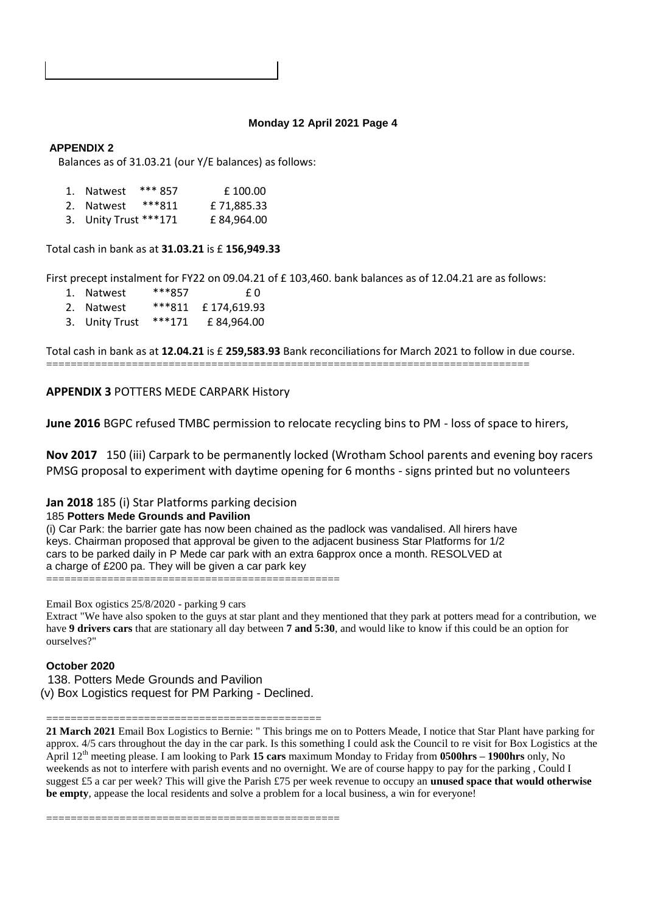**Monday 12 April 2021 Page 4**

**APPENDIX 2**

Balances as of 31.03.21 (our Y/E balances) as follows:

1. Natwest *** 857 £ 100.00
2. Natwest ***811 £ 71,885.33
3. Unity Trust ***171 £ 84,964.00

Total cash in bank as at **31.03.21** is £ **156,949.33**

First precept instalment for FY22 on 09.04.21 of £ 103,460. bank balances as of 12.04.21 are as follows:

1. Natwest ***857 £ 0
2. Natwest ***811 £ 174,619.93
3. Unity Trust ***171 £ 84,964.00

Total cash in bank as at **12.04.21** is £ **259,583.93** Bank reconciliations for March 2021 to follow in due course.

==============================================================================

**APPENDIX 3** POTTERS MEDE CARPARK History

**June 2016** BGPC refused TMBC permission to relocate recycling bins to PM - loss of space to hirers,

**Nov 2017** 150 (iii) Carpark to be permanently locked (Wrotham School parents and evening boy racers PMSG proposal to experiment with daytime opening for 6 months - signs printed but no volunteers

**Jan 2018** 185 (i) Star Platforms parking decision

185 **Potters Mede Grounds and Pavilion**

(i) Car Park: the barrier gate has now been chained as the padlock was vandalised. All hirers have keys. Chairman proposed that approval be given to the adjacent business Star Platforms for 1/2 cars to be parked daily in P Mede car park with an extra 6approx once a month. RESOLVED at a charge of £200 pa. They will be given a car park key

==============================================

Email Box ogistics 25/8/2020 - parking 9 cars

Extract "We have also spoken to the guys at star plant and they mentioned that they park at potters mead for a contribution, we have **9 drivers cars** that are stationary all day between **7 and 5:30**, and would like to know if this could be an option for ourselves?"

**October 2020**

138. Potters Mede Grounds and Pavilion

(v) Box Logistics request for PM Parking - Declined.

==============================================

**21 March 2021** Email Box Logistics to Bernie: " This brings me on to Potters Meade, I notice that Star Plant have parking for approx. 4/5 cars throughout the day in the car park. Is this something I could ask the Council to re visit for Box Logistics at the April 12th meeting please. I am looking to Park **15 cars** maximum Monday to Friday from **0500hrs – 1900hrs** only, No weekends as not to interfere with parish events and no overnight. We are of course happy to pay for the parking , Could I suggest £5 a car per week? This will give the Parish £75 per week revenue to occupy an **unused space that would otherwise be empty**, appease the local residents and solve a problem for a local business, a win for everyone!

==============================================